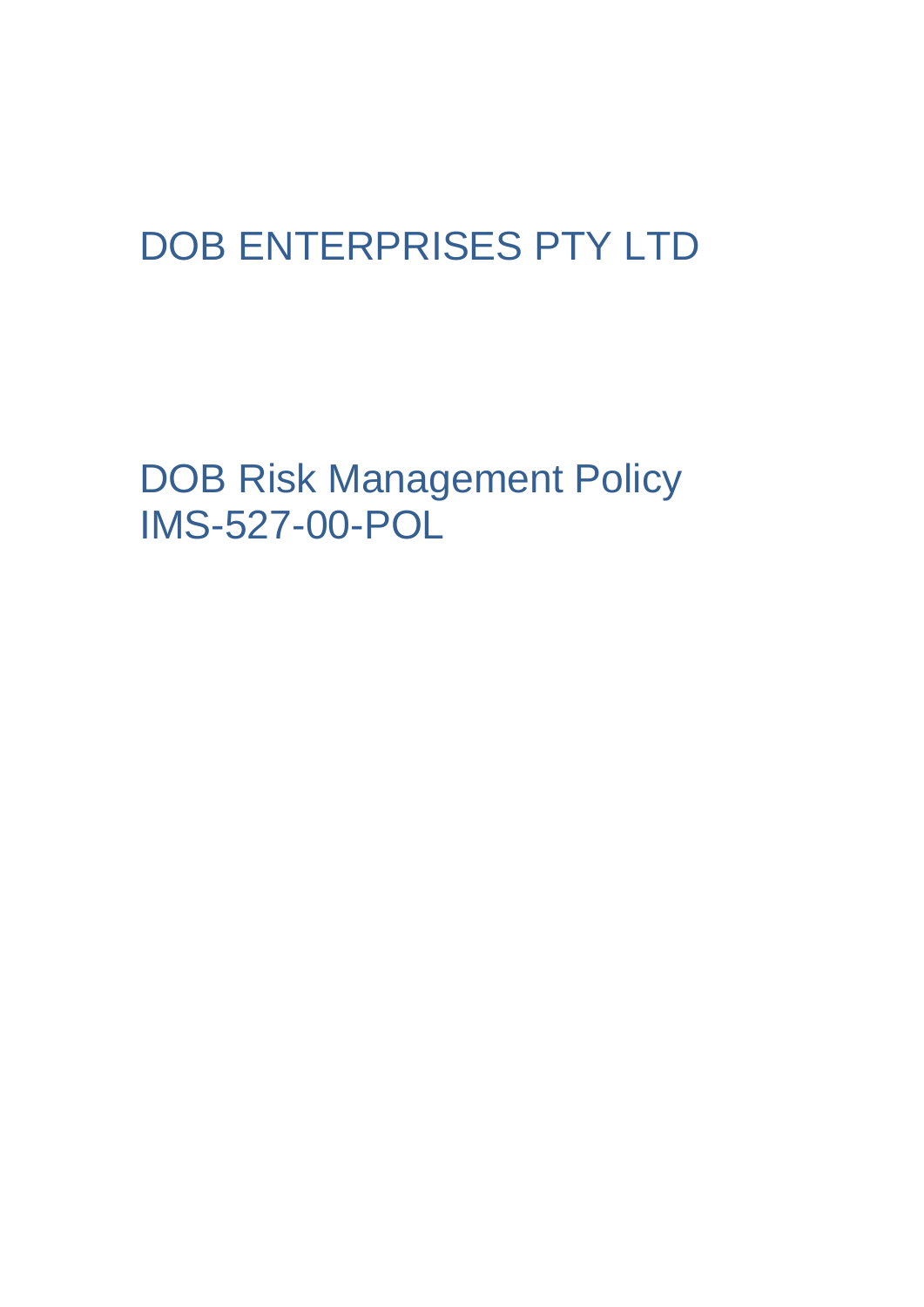# DOB ENTERPRISES PTY LTD

## DOB Risk Management Policy
## IMS-527-00-POL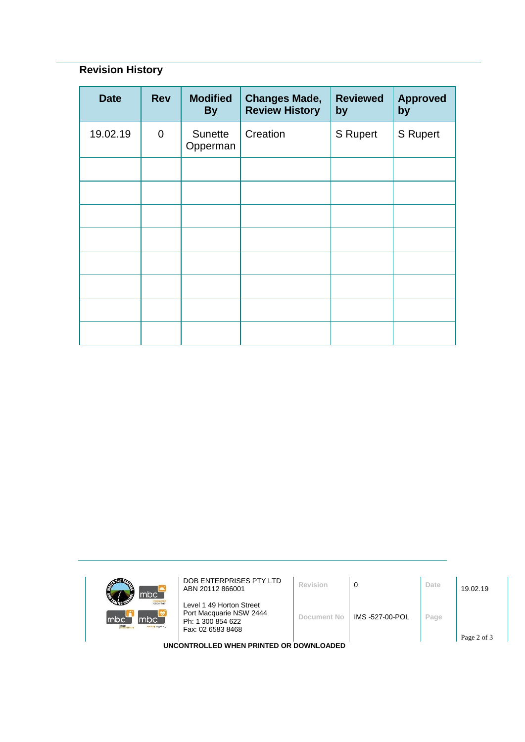## Revision History

| Date | Rev | Modified By | Changes Made, Review History | Reviewed by | Approved by |
|---|---|---|---|---|---|
| 19.02.19 | 0 | Sunette Opperman | Creation | S Rupert | S Rupert |
| | | | | | |
| | | | | | |
| | | | | | |
| | | | | | |
| | | | | | |
| | | | | | |
| | | | | | |
| | | | | | |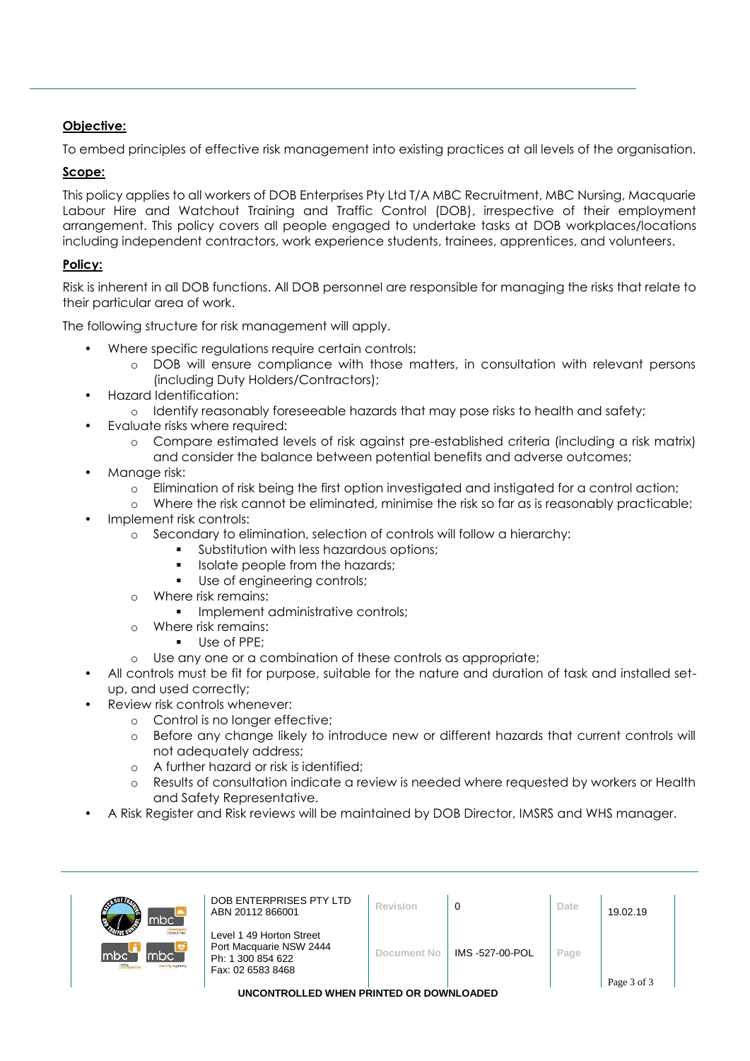**Objective:**

To embed principles of effective risk management into existing practices at all levels of the organisation.

**Scope:**

This policy applies to all workers of DOB Enterprises Pty Ltd T/A MBC Recruitment, MBC Nursing, Macquarie Labour Hire and Watchout Training and Traffic Control (DOB), irrespective of their employment arrangement. This policy covers all people engaged to undertake tasks at DOB workplaces/locations including independent contractors, work experience students, trainees, apprentices, and volunteers.

**Policy:**

Risk is inherent in all DOB functions. All DOB personnel are responsible for managing the risks that relate to their particular area of work.

The following structure for risk management will apply.

- Where specific regulations require certain controls:
  - DOB will ensure compliance with those matters, in consultation with relevant persons (including Duty Holders/Contractors);
- Hazard Identification:
  - Identify reasonably foreseeable hazards that may pose risks to health and safety;
- Evaluate risks where required:
  - Compare estimated levels of risk against pre-established criteria (including a risk matrix) and consider the balance between potential benefits and adverse outcomes;
- Manage risk:
  - Elimination of risk being the first option investigated and instigated for a control action;
  - Where the risk cannot be eliminated, minimise the risk so far as is reasonably practicable;
- Implement risk controls:
  - Secondary to elimination, selection of controls will follow a hierarchy:
    - Substitution with less hazardous options;
    - Isolate people from the hazards;
    - Use of engineering controls;
  - Where risk remains:
    - Implement administrative controls;
  - Where risk remains:
    - Use of PPE;
  - Use any one or a combination of these controls as appropriate;
- All controls must be fit for purpose, suitable for the nature and duration of task and installed set-up, and used correctly;
- Review risk controls whenever:
  - Control is no longer effective;
  - Before any change likely to introduce new or different hazards that current controls will not adequately address;
  - A further hazard or risk is identified;
  - Results of consultation indicate a review is needed where requested by workers or Health and Safety Representative.
- A Risk Register and Risk reviews will be maintained by DOB Director, IMSRS and WHS manager.

| | | | | | |
|---|---|---|---|---|---|
| DOB ENTERPRISES PTY LTD ABN 20112 866001 | Revision | 0 | Date | 19.02.19 |
| Level 1 49 Horton Street Port Macquarie NSW 2444 Ph: 1 300 854 622 Fax: 02 6583 8468 | Document No | IMS -527-00-POL | Page | |

UNCONTROLLED WHEN PRINTED OR DOWNLOADED